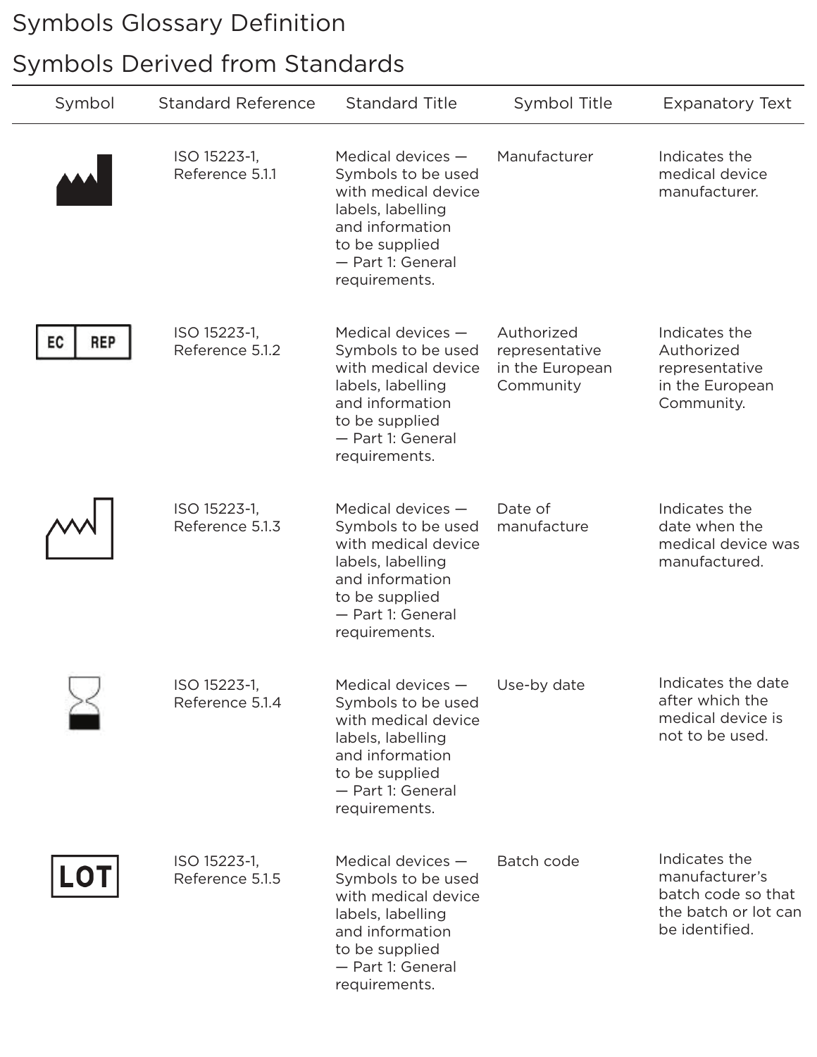# Symbols Glossary Definition

## Symbols Derived from Standards

| Symbol | Standard Reference | Standard Title | Symbol Title | Expanatory Text |
|---|---|---|---|---|
| | ISO 15223-1, Reference 5.1.1 | Medical devices — Symbols to be used with medical device labels, labelling and information to be supplied — Part 1: General requirements. | Manufacturer | Indicates the medical device manufacturer. |
| EC REP | ISO 15223-1, Reference 5.1.2 | Medical devices — Symbols to be used with medical device labels, labelling and information to be supplied — Part 1: General requirements. | Authorized representative in the European Community | Indicates the Authorized representative in the European Community. |
| | ISO 15223-1, Reference 5.1.3 | Medical devices — Symbols to be used with medical device labels, labelling and information to be supplied — Part 1: General requirements. | Date of manufacture | Indicates the date when the medical device was manufactured. |
| | ISO 15223-1, Reference 5.1.4 | Medical devices — Symbols to be used with medical device labels, labelling and information to be supplied — Part 1: General requirements. | Use-by date | Indicates the date after which the medical device is not to be used. |
| LOT | ISO 15223-1, Reference 5.1.5 | Medical devices — Symbols to be used with medical device labels, labelling and information to be supplied — Part 1: General requirements. | Batch code | Indicates the manufacturer's batch code so that the batch or lot can be identified. |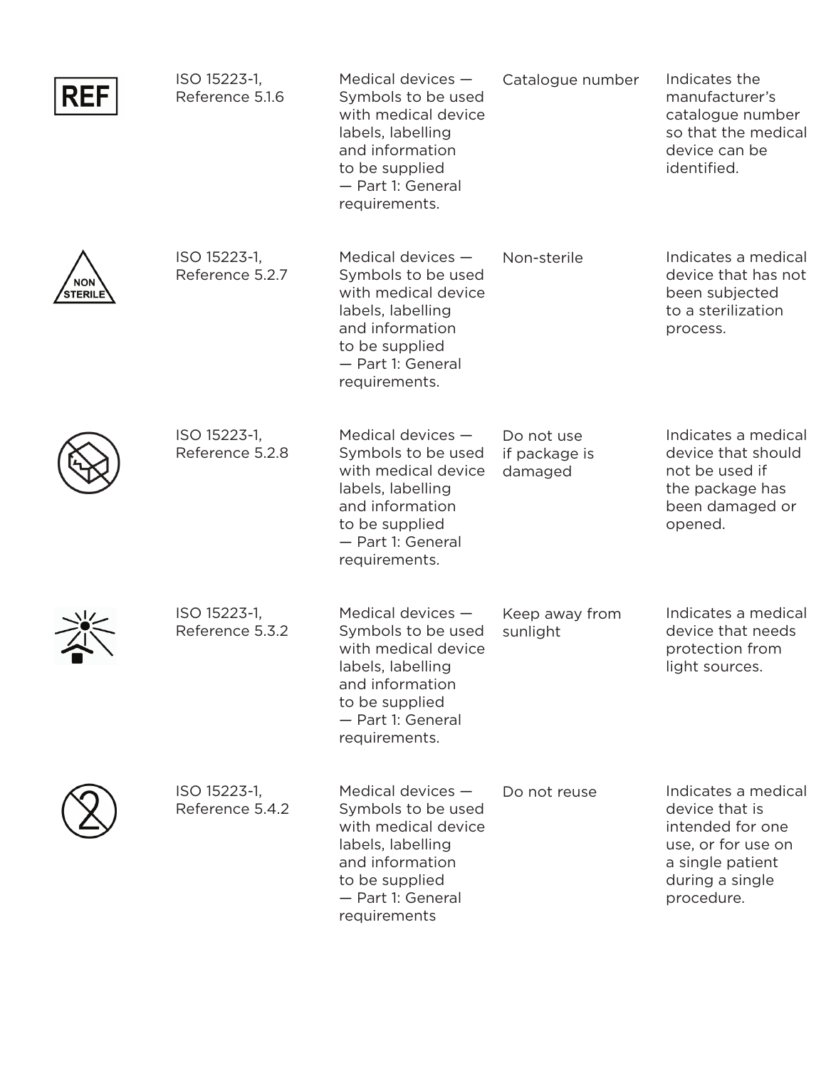| | | | | |
|---|---|---|---|---|
| REF | ISO 15223-1, Reference 5.1.6 | Medical devices — Symbols to be used with medical device labels, labelling and information to be supplied — Part 1: General requirements. | Catalogue number | Indicates the manufacturer's catalogue number so that the medical device can be identified. |
| NON STERILE | ISO 15223-1, Reference 5.2.7 | Medical devices — Symbols to be used with medical device labels, labelling and information to be supplied — Part 1: General requirements. | Non-sterile | Indicates a medical device that has not been subjected to a sterilization process. |
| | ISO 15223-1, Reference 5.2.8 | Medical devices — Symbols to be used with medical device labels, labelling and information to be supplied — Part 1: General requirements. | Do not use if package is damaged | Indicates a medical device that should not be used if the package has been damaged or opened. |
| | ISO 15223-1, Reference 5.3.2 | Medical devices — Symbols to be used with medical device labels, labelling and information to be supplied — Part 1: General requirements. | Keep away from sunlight | Indicates a medical device that needs protection from light sources. |
| | ISO 15223-1, Reference 5.4.2 | Medical devices — Symbols to be used with medical device labels, labelling and information to be supplied — Part 1: General requirements | Do not reuse | Indicates a medical device that is intended for one use, or for use on a single patient during a single procedure. |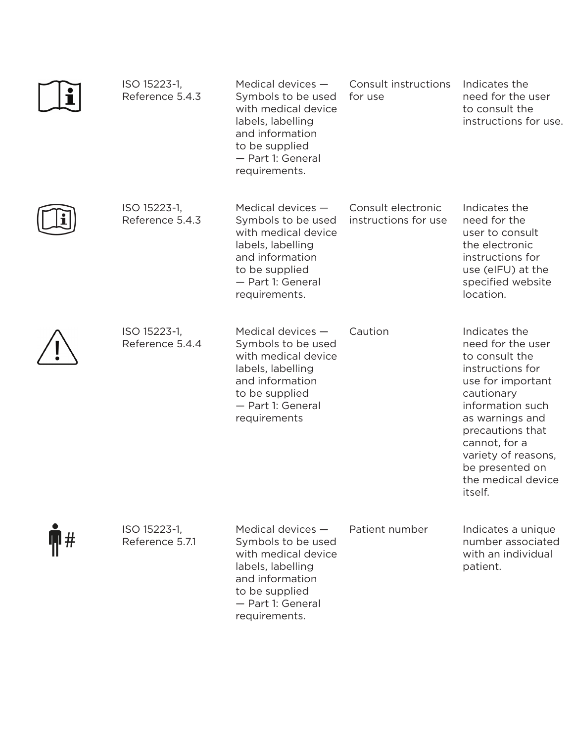| | | | | |
|---|---|---|---|---|
| | ISO 15223-1, Reference 5.4.3 | Medical devices — Symbols to be used with medical device labels, labelling and information to be supplied — Part 1: General requirements. | Consult instructions for use | Indicates the need for the user to consult the instructions for use. |
| | ISO 15223-1, Reference 5.4.3 | Medical devices — Symbols to be used with medical device labels, labelling and information to be supplied — Part 1: General requirements. | Consult electronic instructions for use | Indicates the need for the user to consult the electronic instructions for use (eIFU) at the specified website location. |
| | ISO 15223-1, Reference 5.4.4 | Medical devices — Symbols to be used with medical device labels, labelling and information to be supplied — Part 1: General requirements | Caution | Indicates the need for the user to consult the instructions for use for important cautionary information such as warnings and precautions that cannot, for a variety of reasons, be presented on the medical device itself. |
| | ISO 15223-1, Reference 5.7.1 | Medical devices — Symbols to be used with medical device labels, labelling and information to be supplied — Part 1: General requirements. | Patient number | Indicates a unique number associated with an individual patient. |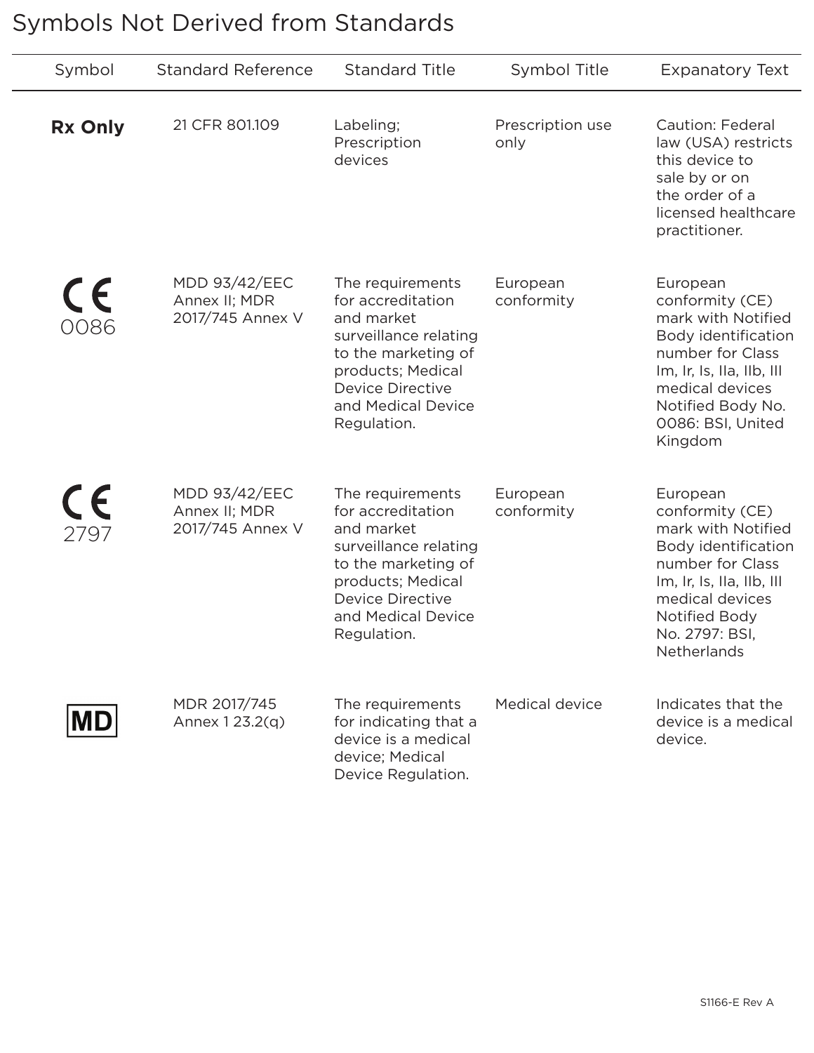# Symbols Not Derived from Standards

| Symbol | Standard Reference | Standard Title | Symbol Title | Expanatory Text |
|---|---|---|---|---|
| **Rx Only** | 21 CFR 801.109 | Labeling; Prescription devices | Prescription use only | Caution: Federal law (USA) restricts this device to sale by or on the order of a licensed healthcare practitioner. |
| CE 0086 | MDD 93/42/EEC Annex II; MDR 2017/745 Annex V | The requirements for accreditation and market surveillance relating to the marketing of products; Medical Device Directive and Medical Device Regulation. | European conformity | European conformity (CE) mark with Notified Body identification number for Class Im, Ir, Is, IIa, IIb, III medical devices Notified Body No. 0086: BSI, United Kingdom |
| CE 2797 | MDD 93/42/EEC Annex II; MDR 2017/745 Annex V | The requirements for accreditation and market surveillance relating to the marketing of products; Medical Device Directive and Medical Device Regulation. | European conformity | European conformity (CE) mark with Notified Body identification number for Class Im, Ir, Is, IIa, IIb, III medical devices Notified Body No. 2797: BSI, Netherlands |
| MD | MDR 2017/745 Annex 1 23.2(q) | The requirements for indicating that a device is a medical device; Medical Device Regulation. | Medical device | Indicates that the device is a medical device. |

S1166-E Rev A